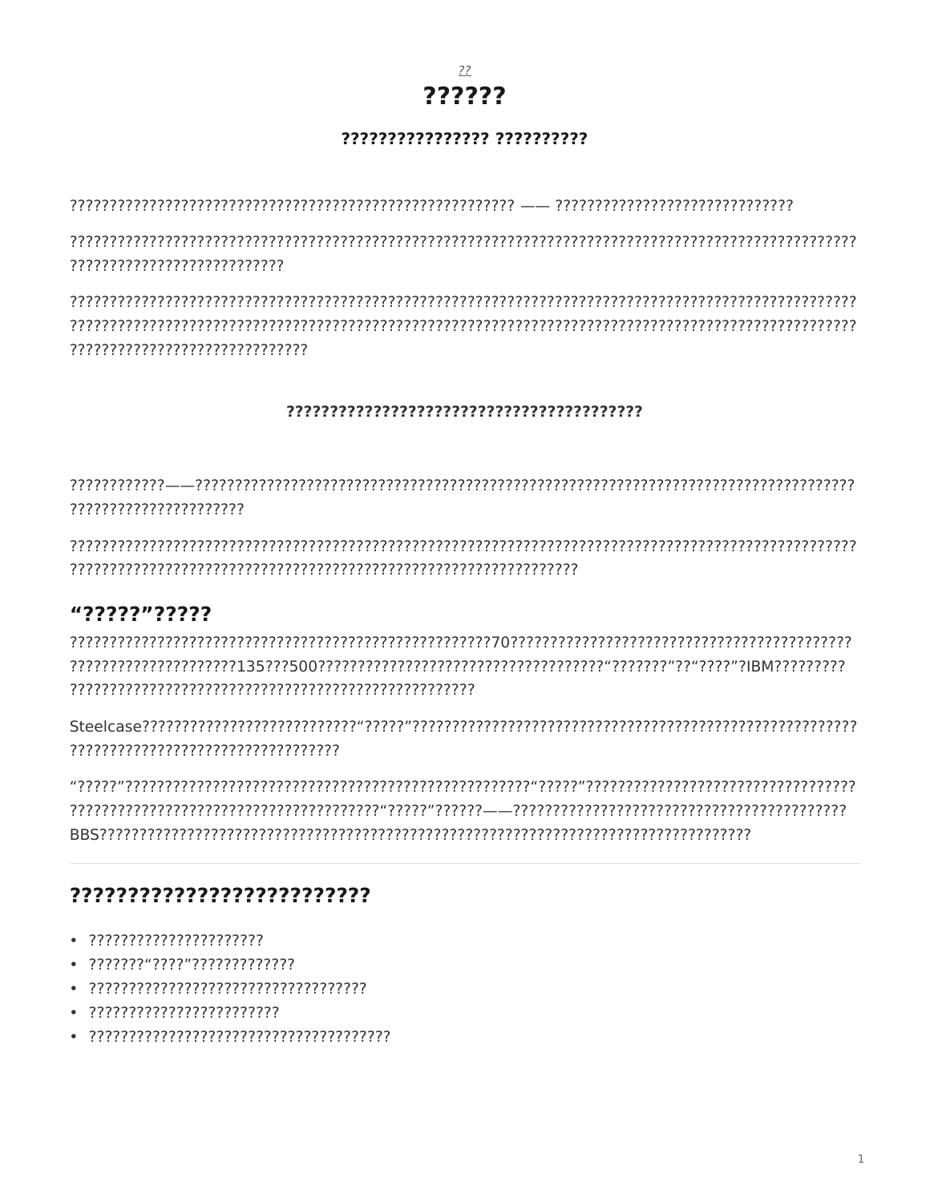??

# ??????

### ???????????????? ??????????

?????????????????????????????????????????????????????? —— ?????????????????????????????

??????????????????????????????????????????????????????????????????????????????????????????????? ??????????????????????????

??????????????????????????????????????????????????????????????????????????????????????????????? ??????????????????????????????????????????????????????????????????????????????????????????????? ?????????????????????????????

#### ???????????????????????????????????????????

????????????——??????????????????????????????????????????????????????????????????????????????? ?????????????????????

??????????????????????????????????????????????????????????????????????????????????????????????? ?????????????????????????????????????????????????????????????

## “?????”?????

?????????????????????????????????????????????????????70????????????????????????????????????????? ????????????????????135???500???????????????????????????????????“???????”??“????”?IBM????????? ?????????????????????????????????????????????????

Steelcase??????????????????????????“?????”????????????????????????????????????????????????????? ?????????????????????????????????

“?????”????????????????????????????????????????????????????“?????”????????????????????????????????? ???????????????????????????????????????“?????”??????——???????????????????????????????????????? BBS??????????????????????????????????????????????????????????????????????????????

---

## ????????????????????????

- ?????????????????????
- ???????“????”?????????????
- ??????????????????????????????????
- ???????????????????????
- ?????????????????????????????????????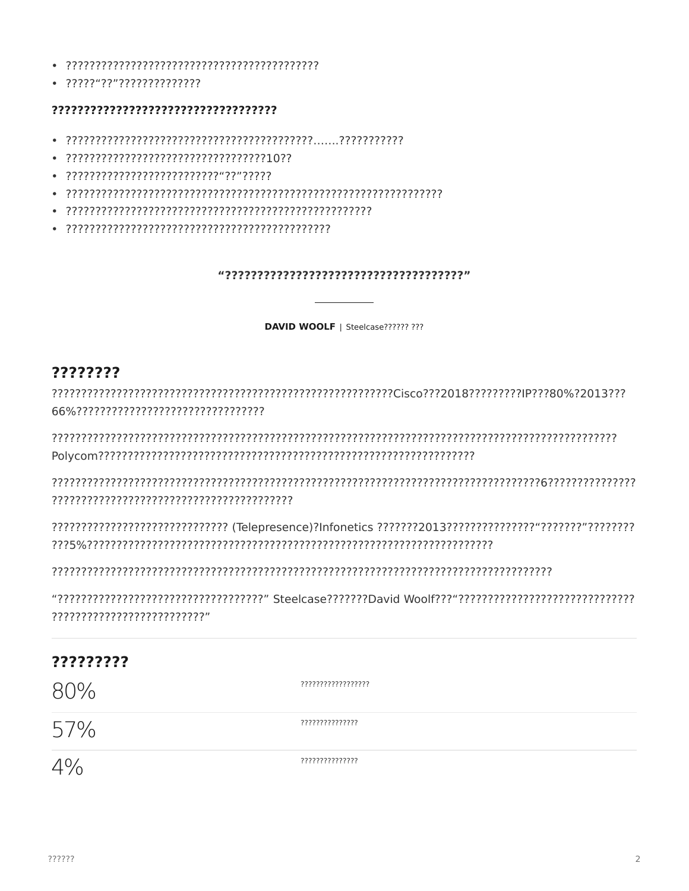- ??????????????????????????????????????????
- ?????“??”??????????????

**??????????????????????????????????**

- ?????????????????????????????????????????.......???????????
- ??????????????????????????????????10??
- ??????????????????????????“??”?????
- ??????????????????????????????????????????????????????????????????
- ??????????????????????????????????????????????????????
- ???????????????????????????????????????????????

**“?????????????????????????????????????”**

**DAVID WOOLF** | Steelcase?????? ???

## ????????

?????????????????????????????????????????????????????????Cisco???2018?????????IP???80%?2013???66%????????????????????????????????

???????????????????????????????????????????????????????????????????????????????????????????????Polycom??????????????????????????????????????????????????????????????

?????????????????????????????????????????????????????????????????????????????????6????????????????????????????????????????????????????????????

????????????????????????????? (Telepresence)?Infonetics ???????2013???????????????“???????”???????????5%?????????????????????????????????????????????????????????????????????

?????????????????????????????????????????????????????????????????????????????????????

“??????????????????????????????????” Steelcase???????David Woolf???“??????????????????????????????????????????????????????????”

## ?????????

| | |
|---|---|
| 80% | ?????????????????? |
| 57% | ??????????????? |
| 4% | ??????????????? |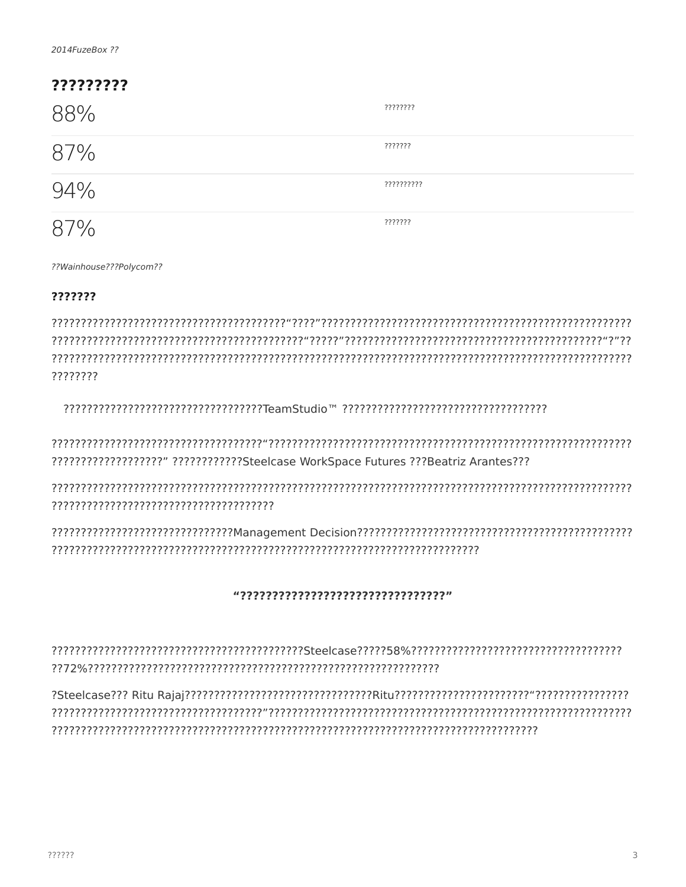*2014FuzeBox ??*

## ?????????

| | |
|---|---|
| 88% | ???????? |
| 87% | ??????? |
| 94% | ?????????? |
| 87% | ??????? |

*??Wainhouse???Polycom??*

### ???????

???????????????????????????????????????“????”?????????????????????????????????????????????????????????????????????????????????????????????????“?????”???????????????????????????????????????????“?”?????????????????????????????????????????????????????????????????????????????????????????????????????????

???????????????????????????????????TeamStudio™ ???????????????????????????????????

????????????????????????????????????“????????????????????????????????????????????????????????????????????????????????” ????????????Steelcase WorkSpace Futures ???Beatriz Arantes???

????????????????????????????????????????????????????????????????????????????????????????????????????????????????????????????????????????

???????????????????????????????Management Decision???????????????????????????????????????????????????????????????????????????????????????????????????????????????????????????

**“????????????????????????????????”**

???????????????????????????????????????????Steelcase?????58%?????????????????????????????????????72%??????????????????????????????????????????????????????????????

?Steelcase??? Ritu Rajaj????????????????????????????????Ritu??????????????????????“??????????????????????????????????????????????????????????”????????????????????????????????????????????????????????????????????????????????????????????????????????????????????????????????????????????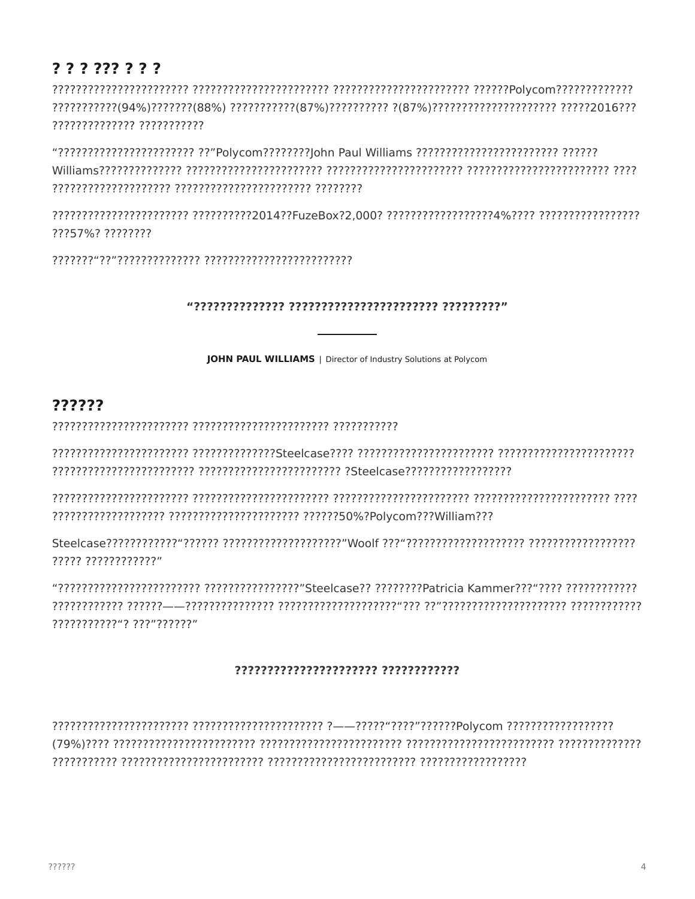## ? ? ? ??? ? ? ?

?????????????????????? ?????????????????????? ?????????????????????? ??????Polycom????????????? ???????????(94%)???????(88%) ???????????(87%)?????????? ?(87%)????????????????????? ?????2016??? ?????????????? ???????????

“?????????????????????? ??”Polycom????????John Paul Williams ???????????????????????? ?????? Williams?????????????? ?????????????????????? ?????????????????????? ??????????????????????? ???? ???????????????????? ?????????????????????? ????????

?????????????????????? ??????????2014??FuzeBox?2,000? ??????????????????4%???? ????????????????? ???57%? ????????

???????“??”?????????????? ?????????????????????????

**“?????????????? ??????????????????????? ?????????”**

**JOHN PAUL WILLIAMS** | Director of Industry Solutions at Polycom

## ??????

??????????????????????? ?????????????????????? ???????????

??????????????????????? ??????????????Steelcase???? ?????????????????????? ??????????????????????? ???????????????????????? ???????????????????????? ?Steelcase??????????????????

??????????????????????? ?????????????????????? ?????????????????????? ?????????????????????? ???? ??????????????????? ?????????????????????? ??????50%?Polycom???William???

Steelcase???????????“?????? ????????????????????”Woolf ???“???????????????????? ?????????????????? ????? ????????????”

“??????????????????????? ????????????????”Steelcase?? ????????Patricia Kammer???“???? ???????????? ???????????? ??????——??????????????? ????????????????????“??? ??”????????????????????? ???????????? ???????????“? ???”??????”

**?????????????????????? ????????????**

??????????????????????? ?????????????????????? ?——?????“????”??????Polycom ?????????????????? (79%)???? ??????????????????????? ??????????????????????? ???????????????????????? ?????????????? ??????????? ??????????????????????? ???????????????????????? ??????????????????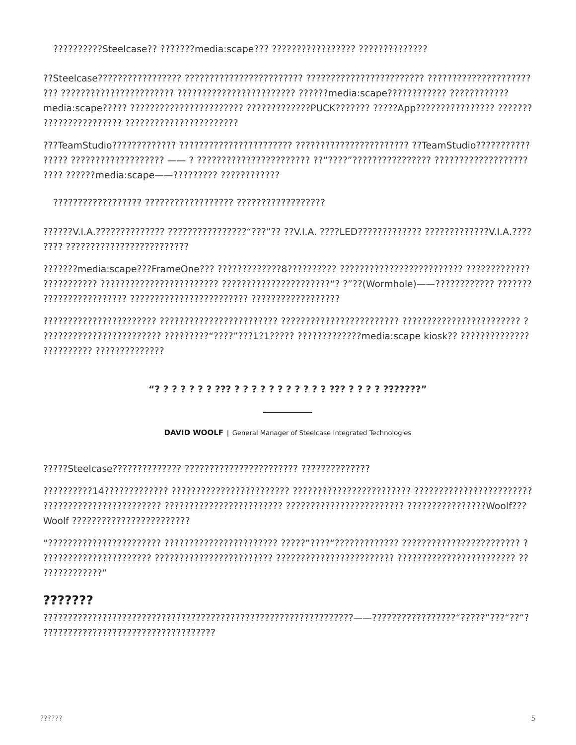??????????Steelcase?? ???????media:scape??? ????????????????? ??????????????

??Steelcase????????????????? ???????????????????????? ??????????????????????? ????????????????????? ??? ??????????????????????? ???????????????????????? ??????media:scape???????????? ???????????? media:scape????? ??????????????????????? ?????????????PUCK??????? ?????App???????????????? ??????? ???????????????? ???????????????????????

???TeamStudio????????????? ??????????????????????? ??????????????????????? ??TeamStudio??????????? ????? ??????????????????? —— ? ?????????????????????? ??“????”???????????????? ??????????????????? ???? ??????media:scape——????????? ????????????

?????????????????? ?????????????????? ??????????????????

??????V.I.A.?????????????? ????????????????“???”?? ??V.I.A. ????LED????????????? ?????????????V.I.A.???? ???? ?????????????????????????

???????media:scape???FrameOne??? ?????????????8?????????? ???????????????????????? ????????????? ??????????? ??????????????????????? ??????????????????????“? ?”??(Wormhole)——???????????? ??????? ????????????????? ??????????????????????? ??????????????????

??????????????????????? ??????????????????????? ??????????????????????? ??????????????????????? ? ??????????????????????? ?????????“????”???1?1????? ?????????????media:scape kiosk?? ?????????????? ?????????? ??????????????

**“? ? ? ? ? ? ? ??? ? ? ? ? ? ? ? ? ? ? ? ? ??? ? ? ? ? ???????”**

**DAVID WOOLF** | General Manager of Steelcase Integrated Technologies

?????Steelcase?????????????? ??????????????????????? ??????????????

??????????14????????????? ??????????????????????? ??????????????????????? ??????????????????????? ??????????????????????? ??????????????????????? ??????????????????????? ????????????????Woolf??? Woolf ???????????????????????

“??????????????????????? ??????????????????????? ?????”????“????????????? ??????????????????????? ? ?????????????????????? ??????????????????????? ??????????????????????? ??????????????????????? ?? ????????????”

## ???????

?????????????????????????????????????????????????????????????——????????????????“?????”???“??”? ??????????????????????????????????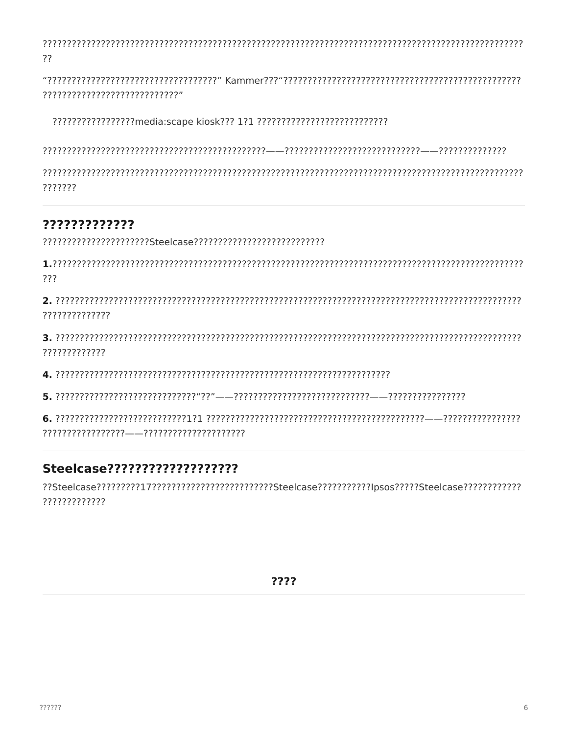???????????????????????????????????????????????????????????????????????????????????????????????????????????

"???????????????????????????????????" Kammer???"?????????????????????????????????????????????????????????????????????????????"

?????????????????media:scape kiosk??? 1?1 ???????????????????????????

???????????????????????????????????????????????——????????????????????????????——??????????????

??????????????????????????????????????????????????????????????????????????????????????????????????????????

## ?????????????

??????????????????????Steelcase???????????????????????????

**1.**??????????????????????????????????????????????????????????????????????????????????????????????????

**2.** ????????????????????????????????????????????????????????????????????????????????????????????????????????????

**3.** ???????????????????????????????????????????????????????????????????????????????????????????????????????????

**4.** ????????????????????????????????????????????????????????????????????

**5.** ??????????????????????????????"??"——????????????????????????????——????????????????

**6.** ???????????????????????????1?1 ???????????????????????????????????????????????——?????????????????????????????????——?????????????????????

## Steelcase??????????????????

??Steelcase?????????17???????????????????????????Steelcase???????????Ipsos?????Steelcase?????????????????????????

**????**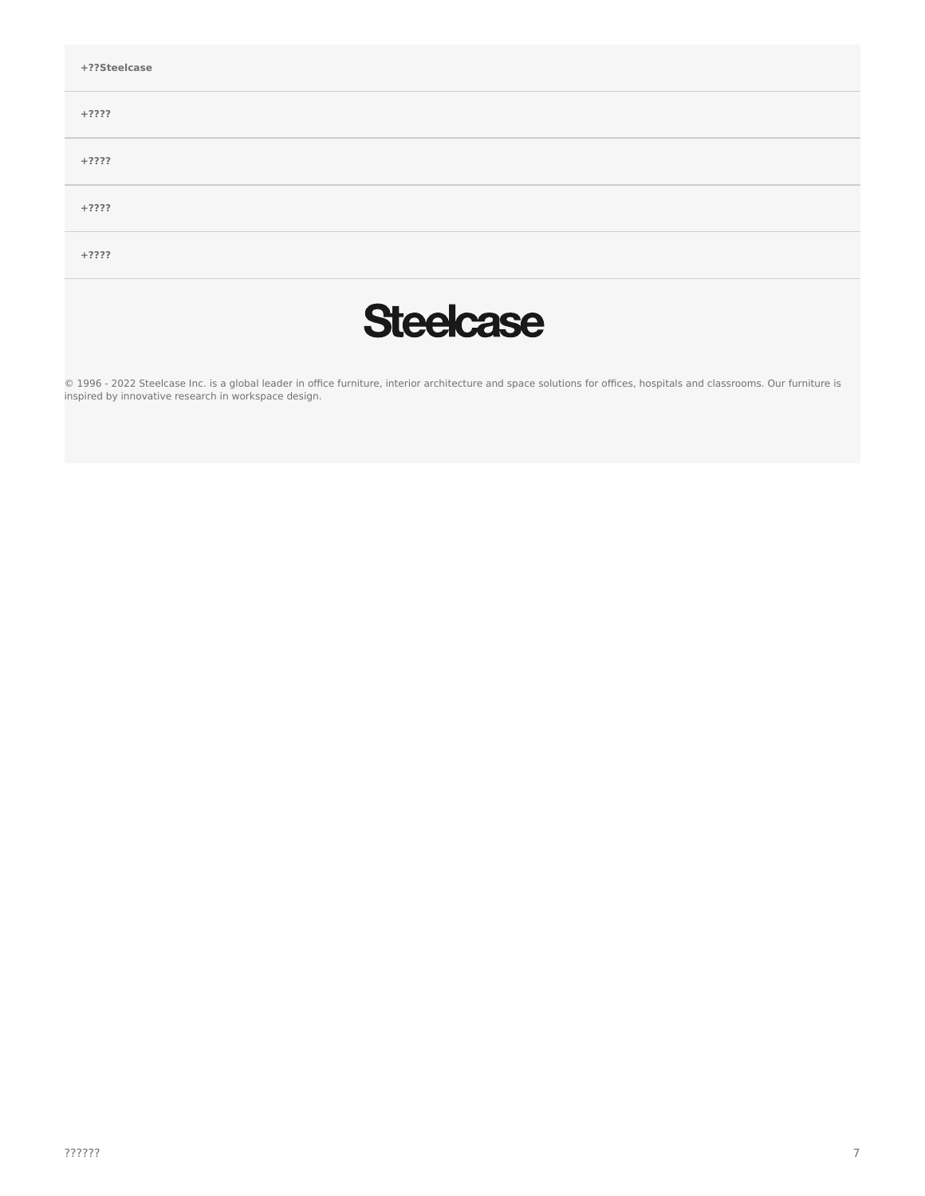**+??Steelcase**

**+????**

**+????**

**+????**

**+????**

Steelcase

© 1996 - 2022 Steelcase Inc. is a global leader in office furniture, interior architecture and space solutions for offices, hospitals and classrooms. Our furniture is inspired by innovative research in workspace design.